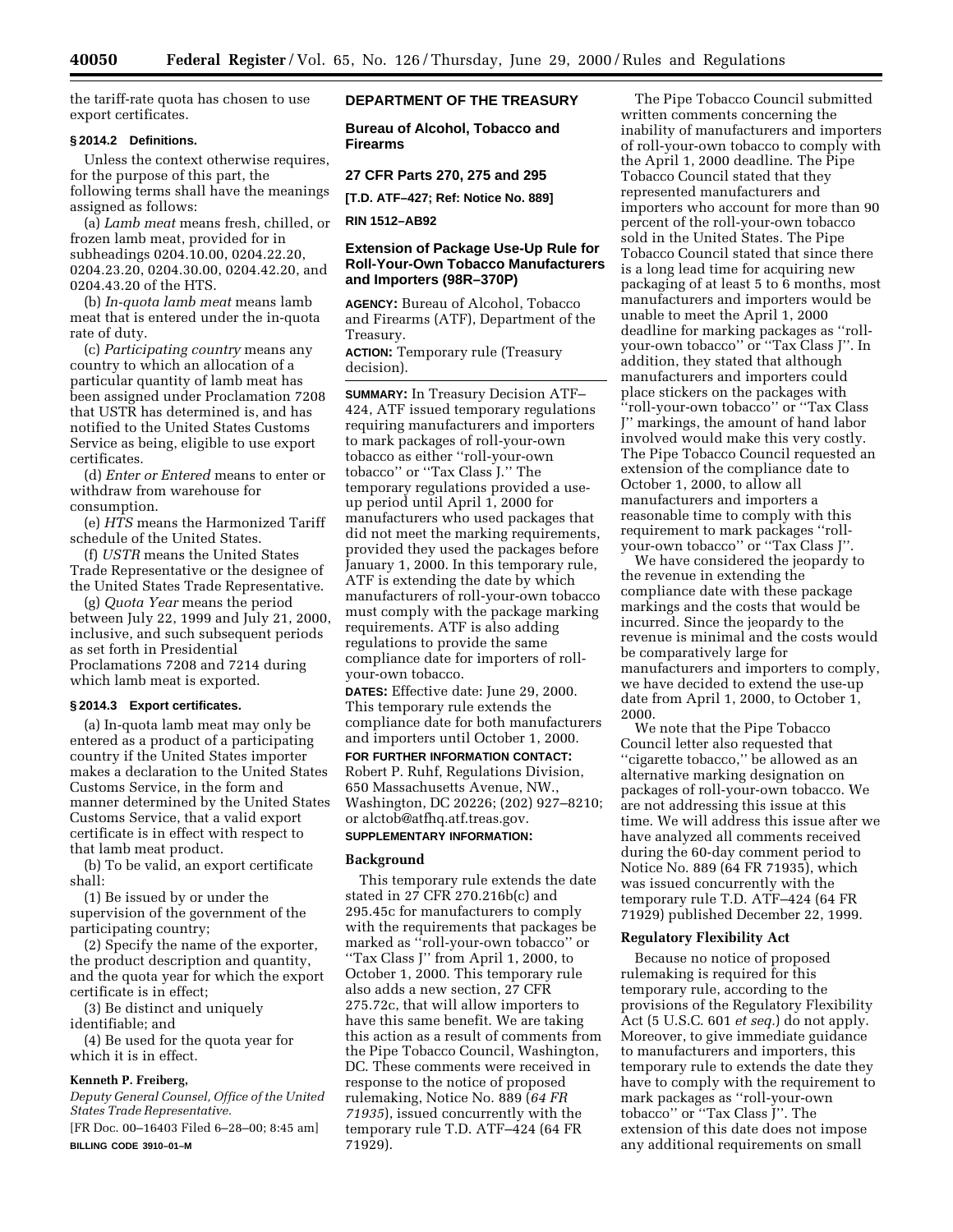the tariff-rate quota has chosen to use export certificates.

### § 2014.2 Definitions.

Unless the context otherwise requires, for the purpose of this part, the following terms shall have the meanings assigned as follows:

(a) *Lamb meat* means fresh, chilled, or frozen lamb meat, provided for in subheadings 0204.10.00, 0204.22.20, 0204.23.20, 0204.30.00, 0204.42.20, and 0204.43.20 of the HTS.

(b) *In-quota lamb meat* means lamb meat that is entered under the in-quota rate of duty.

(c) *Participating country* means any country to which an allocation of a particular quantity of lamb meat has been assigned under Proclamation 7208 that USTR has determined is, and has notified to the United States Customs Service as being, eligible to use export certificates.

(d) *Enter or Entered* means to enter or withdraw from warehouse for consumption.

(e) *HTS* means the Harmonized Tariff schedule of the United States.

(f) *USTR* means the United States Trade Representative or the designee of the United States Trade Representative.

(g) *Quota Year* means the period between July 22, 1999 and July 21, 2000, inclusive, and such subsequent periods as set forth in Presidential Proclamations 7208 and 7214 during which lamb meat is exported.

### § 2014.3 Export certificates.

(a) In-quota lamb meat may only be entered as a product of a participating country if the United States importer makes a declaration to the United States Customs Service, in the form and manner determined by the United States Customs Service, that a valid export certificate is in effect with respect to that lamb meat product.

(b) To be valid, an export certificate shall:

(1) Be issued by or under the supervision of the government of the participating country;

(2) Specify the name of the exporter, the product description and quantity, and the quota year for which the export certificate is in effect;

(3) Be distinct and uniquely identifiable; and

(4) Be used for the quota year for which it is in effect.

**Kenneth P. Freiberg,**

*Deputy General Counsel, Office of the United States Trade Representative.*

[FR Doc. 00–16403 Filed 6–28–00; 8:45 am]

**BILLING CODE 3910–01–M**

## DEPARTMENT OF THE TREASURY

## Bureau of Alcohol, Tobacco and Firearms

## 27 CFR Parts 270, 275 and 295

**[T.D. ATF–427; Ref: Notice No. 889]**

**RIN 1512–AB92**

## Extension of Package Use-Up Rule for Roll-Your-Own Tobacco Manufacturers and Importers (98R–370P)

**AGENCY:** Bureau of Alcohol, Tobacco and Firearms (ATF), Department of the Treasury.

**ACTION:** Temporary rule (Treasury decision).

**SUMMARY:** In Treasury Decision ATF–424, ATF issued temporary regulations requiring manufacturers and importers to mark packages of roll-your-own tobacco as either ''roll-your-own tobacco'' or ''Tax Class J.'' The temporary regulations provided a use-up period until April 1, 2000 for manufacturers who used packages that did not meet the marking requirements, provided they used the packages before January 1, 2000. In this temporary rule, ATF is extending the date by which manufacturers of roll-your-own tobacco must comply with the package marking requirements. ATF is also adding regulations to provide the same compliance date for importers of roll-your-own tobacco.

**DATES:** Effective date: June 29, 2000. This temporary rule extends the compliance date for both manufacturers and importers until October 1, 2000.

**FOR FURTHER INFORMATION CONTACT:** Robert P. Ruhf, Regulations Division, 650 Massachusetts Avenue, NW., Washington, DC 20226; (202) 927–8210; or alctob@atfhq.atf.treas.gov.

**SUPPLEMENTARY INFORMATION:**

### Background

This temporary rule extends the date stated in 27 CFR 270.216b(c) and 295.45c for manufacturers to comply with the requirements that packages be marked as ''roll-your-own tobacco'' or ''Tax Class J'' from April 1, 2000, to October 1, 2000. This temporary rule also adds a new section, 27 CFR 275.72c, that will allow importers to have this same benefit. We are taking this action as a result of comments from the Pipe Tobacco Council, Washington, DC. These comments were received in response to the notice of proposed rulemaking, Notice No. 889 (*64 FR 71935*), issued concurrently with the temporary rule T.D. ATF–424 (64 FR 71929).

The Pipe Tobacco Council submitted written comments concerning the inability of manufacturers and importers of roll-your-own tobacco to comply with the April 1, 2000 deadline. The Pipe Tobacco Council stated that they represented manufacturers and importers who account for more than 90 percent of the roll-your-own tobacco sold in the United States. The Pipe Tobacco Council stated that since there is a long lead time for acquiring new packaging of at least 5 to 6 months, most manufacturers and importers would be unable to meet the April 1, 2000 deadline for marking packages as ''roll-your-own tobacco'' or ''Tax Class J''. In addition, they stated that although manufacturers and importers could place stickers on the packages with ''roll-your-own tobacco'' or ''Tax Class J'' markings, the amount of hand labor involved would make this very costly. The Pipe Tobacco Council requested an extension of the compliance date to October 1, 2000, to allow all manufacturers and importers a reasonable time to comply with this requirement to mark packages ''roll-your-own tobacco'' or ''Tax Class J''.

We have considered the jeopardy to the revenue in extending the compliance date with these package markings and the costs that would be incurred. Since the jeopardy to the revenue is minimal and the costs would be comparatively large for manufacturers and importers to comply, we have decided to extend the use-up date from April 1, 2000, to October 1, 2000.

We note that the Pipe Tobacco Council letter also requested that ''cigarette tobacco,'' be allowed as an alternative marking designation on packages of roll-your-own tobacco. We are not addressing this issue at this time. We will address this issue after we have analyzed all comments received during the 60-day comment period to Notice No. 889 (64 FR 71935), which was issued concurrently with the temporary rule T.D. ATF–424 (64 FR 71929) published December 22, 1999.

### Regulatory Flexibility Act

Because no notice of proposed rulemaking is required for this temporary rule, according to the provisions of the Regulatory Flexibility Act (5 U.S.C. 601 *et seq.*) do not apply. Moreover, to give immediate guidance to manufacturers and importers, this temporary rule to extends the date they have to comply with the requirement to mark packages as ''roll-your-own tobacco'' or ''Tax Class J''. The extension of this date does not impose any additional requirements on small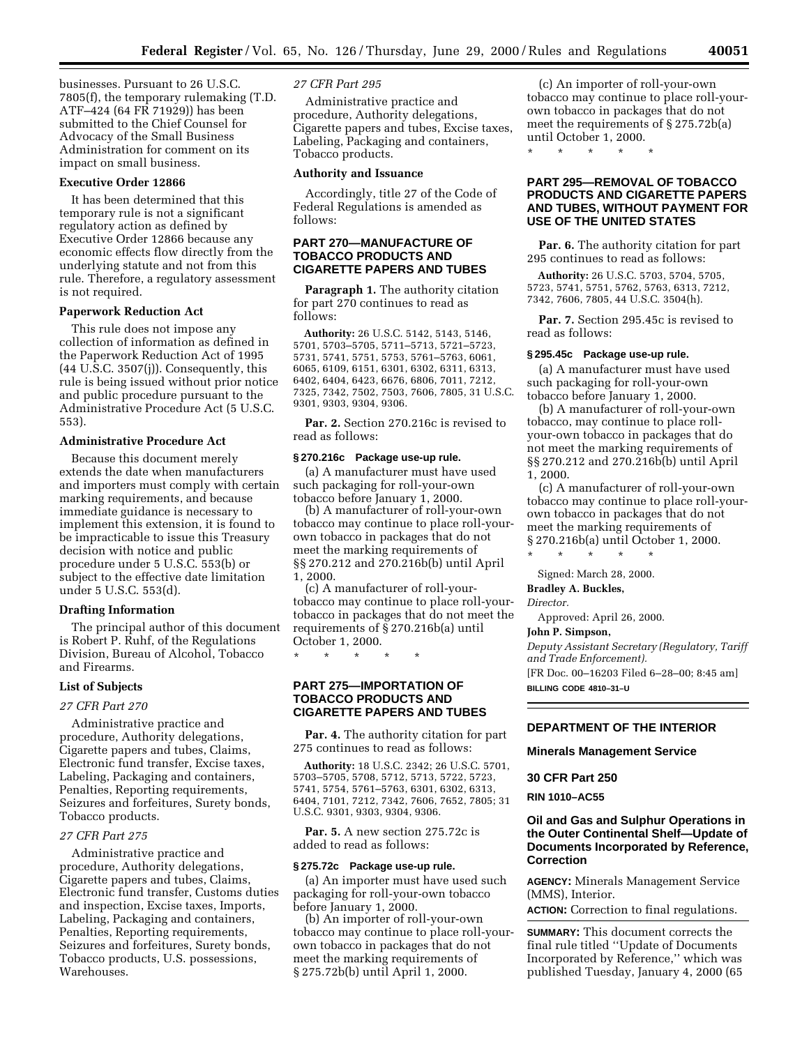businesses. Pursuant to 26 U.S.C. 7805(f), the temporary rulemaking (T.D. ATF–424 (64 FR 71929)) has been submitted to the Chief Counsel for Advocacy of the Small Business Administration for comment on its impact on small business.

### Executive Order 12866

It has been determined that this temporary rule is not a significant regulatory action as defined by Executive Order 12866 because any economic effects flow directly from the underlying statute and not from this rule. Therefore, a regulatory assessment is not required.

### Paperwork Reduction Act

This rule does not impose any collection of information as defined in the Paperwork Reduction Act of 1995 (44 U.S.C. 3507(j)). Consequently, this rule is being issued without prior notice and public procedure pursuant to the Administrative Procedure Act (5 U.S.C. 553).

### Administrative Procedure Act

Because this document merely extends the date when manufacturers and importers must comply with certain marking requirements, and because immediate guidance is necessary to implement this extension, it is found to be impracticable to issue this Treasury decision with notice and public procedure under 5 U.S.C. 553(b) or subject to the effective date limitation under 5 U.S.C. 553(d).

### Drafting Information

The principal author of this document is Robert P. Ruhf, of the Regulations Division, Bureau of Alcohol, Tobacco and Firearms.

### List of Subjects

*27 CFR Part 270*

Administrative practice and procedure, Authority delegations, Cigarette papers and tubes, Claims, Electronic fund transfer, Excise taxes, Labeling, Packaging and containers, Penalties, Reporting requirements, Seizures and forfeitures, Surety bonds, Tobacco products.

*27 CFR Part 275*

Administrative practice and procedure, Authority delegations, Cigarette papers and tubes, Claims, Electronic fund transfer, Customs duties and inspection, Excise taxes, Imports, Labeling, Packaging and containers, Penalties, Reporting requirements, Seizures and forfeitures, Surety bonds, Tobacco products, U.S. possessions, Warehouses.

*27 CFR Part 295*

Administrative practice and procedure, Authority delegations, Cigarette papers and tubes, Excise taxes, Labeling, Packaging and containers, Tobacco products.

### Authority and Issuance

Accordingly, title 27 of the Code of Federal Regulations is amended as follows:

## PART 270—MANUFACTURE OF TOBACCO PRODUCTS AND CIGARETTE PAPERS AND TUBES

**Paragraph 1.** The authority citation for part 270 continues to read as follows:

**Authority:** 26 U.S.C. 5142, 5143, 5146, 5701, 5703–5705, 5711–5713, 5721–5723, 5731, 5741, 5751, 5753, 5761–5763, 6061, 6065, 6109, 6151, 6301, 6302, 6311, 6313, 6402, 6404, 6423, 6676, 6806, 7011, 7212, 7325, 7342, 7502, 7503, 7606, 7805, 31 U.S.C. 9301, 9303, 9304, 9306.

**Par. 2.** Section 270.216c is revised to read as follows:

**§ 270.216c Package use-up rule.**

(a) A manufacturer must have used such packaging for roll-your-own tobacco before January 1, 2000.

(b) A manufacturer of roll-your-own tobacco may continue to place roll-your-own tobacco in packages that do not meet the marking requirements of §§ 270.212 and 270.216b(b) until April 1, 2000.

(c) A manufacturer of roll-your-tobacco may continue to place roll-your-tobacco in packages that do not meet the requirements of § 270.216b(a) until October 1, 2000.

\* \* \* \* \*

## PART 275—IMPORTATION OF TOBACCO PRODUCTS AND CIGARETTE PAPERS AND TUBES

**Par. 4.** The authority citation for part 275 continues to read as follows:

**Authority:** 18 U.S.C. 2342; 26 U.S.C. 5701, 5703–5705, 5708, 5712, 5713, 5722, 5723, 5741, 5754, 5761–5763, 6301, 6302, 6313, 6404, 7101, 7212, 7342, 7606, 7652, 7805; 31 U.S.C. 9301, 9303, 9304, 9306.

**Par. 5.** A new section 275.72c is added to read as follows:

**§ 275.72c Package use-up rule.**

(a) An importer must have used such packaging for roll-your-own tobacco before January 1, 2000.

(b) An importer of roll-your-own tobacco may continue to place roll-your-own tobacco in packages that do not meet the marking requirements of § 275.72b(b) until April 1, 2000.

(c) An importer of roll-your-own tobacco may continue to place roll-your-own tobacco in packages that do not meet the requirements of § 275.72b(a) until October 1, 2000.

\* \* \* \* \*

## PART 295—REMOVAL OF TOBACCO PRODUCTS AND CIGARETTE PAPERS AND TUBES, WITHOUT PAYMENT FOR USE OF THE UNITED STATES

**Par. 6.** The authority citation for part 295 continues to read as follows:

**Authority:** 26 U.S.C. 5703, 5704, 5705, 5723, 5741, 5751, 5762, 5763, 6313, 7212, 7342, 7606, 7805, 44 U.S.C. 3504(h).

**Par. 7.** Section 295.45c is revised to read as follows:

**§ 295.45c Package use-up rule.**

(a) A manufacturer must have used such packaging for roll-your-own tobacco before January 1, 2000.

(b) A manufacturer of roll-your-own tobacco, may continue to place roll-your-own tobacco in packages that do not meet the marking requirements of §§ 270.212 and 270.216b(b) until April 1, 2000.

(c) A manufacturer of roll-your-own tobacco may continue to place roll-your-own tobacco in packages that do not meet the marking requirements of § 270.216b(a) until October 1, 2000.

\* \* \* \* \*

Signed: March 28, 2000.

**Bradley A. Buckles,**

*Director.*

Approved: April 26, 2000.

**John P. Simpson,**

*Deputy Assistant Secretary (Regulatory, Tariff and Trade Enforcement).*

[FR Doc. 00–16203 Filed 6–28–00; 8:45 am]

**BILLING CODE 4810–31–U**

## DEPARTMENT OF THE INTERIOR

### Minerals Management Service

### 30 CFR Part 250

**RIN 1010–AC55**

## Oil and Gas and Sulphur Operations in the Outer Continental Shelf—Update of Documents Incorporated by Reference, Correction

**AGENCY:** Minerals Management Service (MMS), Interior.

**ACTION:** Correction to final regulations.

**SUMMARY:** This document corrects the final rule titled ''Update of Documents Incorporated by Reference,'' which was published Tuesday, January 4, 2000 (65